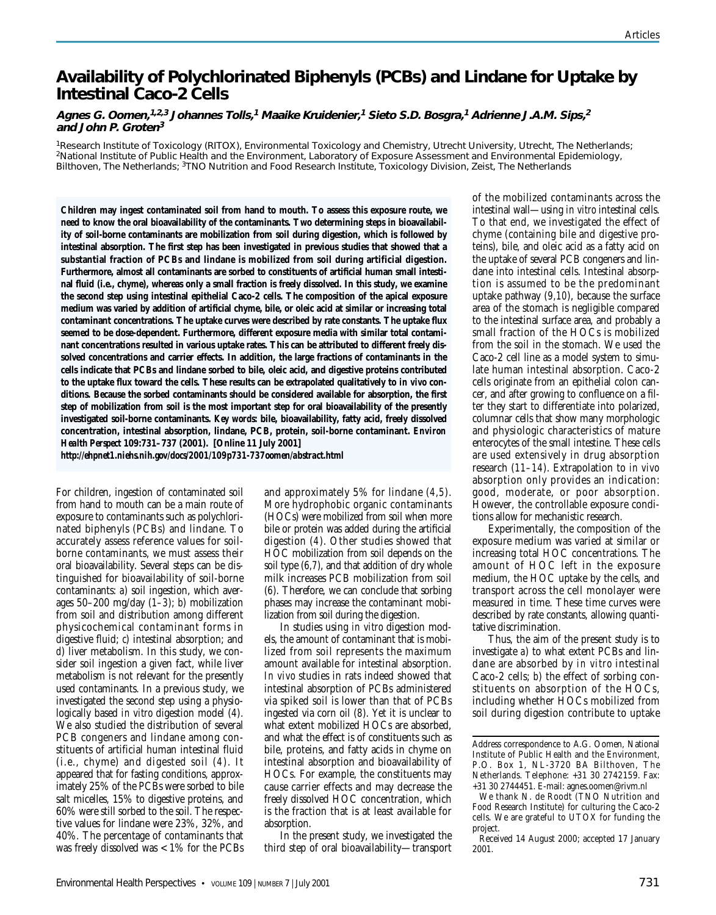# Availability of Polychlorinated Biphenyls (PCBs) and Lindane for Uptake by Intestinal Caco-2 Cells

**Agnes G. Oomen,[1,2,3] Johannes Tolls,[1] Maaike Kruidenier,[1] Sieto S.D. Bosgra,[1] Adrienne J.A.M. Sips,[2] and John P. Groten[3]**

[1]Research Institute of Toxicology (RITOX), Environmental Toxicology and Chemistry, Utrecht University, Utrecht, The Netherlands; [2]National Institute of Public Health and the Environment, Laboratory of Exposure Assessment and Environmental Epidemiology, Bilthoven, The Netherlands; [3]TNO Nutrition and Food Research Institute, Toxicology Division, Zeist, The Netherlands

**Children may ingest contaminated soil from hand to mouth. To assess this exposure route, we need to know the oral bioavailability of the contaminants. Two determining steps in bioavailability of soil-borne contaminants are mobilization from soil during digestion, which is followed by intestinal absorption. The first step has been investigated in previous studies that showed that a substantial fraction of PCBs and lindane is mobilized from soil during artificial digestion. Furthermore, almost all contaminants are sorbed to constituents of artificial human small intestinal fluid (i.e., chyme), whereas only a small fraction is freely dissolved. In this study, we examine the second step using intestinal epithelial Caco-2 cells. The composition of the apical exposure medium was varied by addition of artificial chyme, bile, or oleic acid at similar or increasing total contaminant concentrations. The uptake curves were described by rate constants. The uptake flux seemed to be dose-dependent. Furthermore, different exposure media with similar total contaminant concentrations resulted in various uptake rates. This can be attributed to different freely dissolved concentrations and carrier effects. In addition, the large fractions of contaminants in the cells indicate that PCBs and lindane sorbed to bile, oleic acid, and digestive proteins contributed to the uptake flux toward the cells. These results can be extrapolated qualitatively to *in vivo* conditions. Because the sorbed contaminants should be considered available for absorption, the first step of mobilization from soil is the most important step for oral bioavailability of the presently investigated soil-borne contaminants.** ***Key words*****: bile, bioavailability, fatty acid, freely dissolved concentration, intestinal absorption, lindane, PCB, protein, soil-borne contaminant.** ***Environ Health Perspect*** **109:731–737 (2001). [Online 11 July 2001]**
***http://ehpnet1.niehs.nih.gov/docs/2001/109p731-737oomen/abstract.html***

For children, ingestion of contaminated soil from hand to mouth can be a main route of exposure to contaminants such as polychlorinated biphenyls (PCBs) and lindane. To accurately assess reference values for soil-borne contaminants, we must assess their oral bioavailability. Several steps can be distinguished for bioavailability of soil-borne contaminants: *a*) soil ingestion, which averages 50–200 mg/day (*1–3*); *b*) mobilization from soil and distribution among different physicochemical contaminant forms in digestive fluid; *c*) intestinal absorption; and *d*) liver metabolism. In this study, we consider soil ingestion a given fact, while liver metabolism is not relevant for the presently used contaminants. In a previous study, we investigated the second step using a physiologically based *in vitro* digestion model (*4*). We also studied the distribution of several PCB congeners and lindane among constituents of artificial human intestinal fluid (i.e., chyme) and digested soil (*4*). It appeared that for fasting conditions, approximately 25% of the PCBs were sorbed to bile salt micelles, 15% to digestive proteins, and 60% were still sorbed to the soil. The respective values for lindane were 23%, 32%, and 40%. The percentage of contaminants that was freely dissolved was < 1% for the PCBs and approximately 5% for lindane (*4,5*). More hydrophobic organic contaminants (HOCs) were mobilized from soil when more bile or protein was added during the artificial digestion (*4*). Other studies showed that HOC mobilization from soil depends on the soil type (*6,7*), and that addition of dry whole milk increases PCB mobilization from soil (*6*). Therefore, we can conclude that sorbing phases may increase the contaminant mobilization from soil during the digestion.

In studies using *in vitro* digestion models, the amount of contaminant that is mobilized from soil represents the maximum amount available for intestinal absorption. *In vivo* studies in rats indeed showed that intestinal absorption of PCBs administered via spiked soil is lower than that of PCBs ingested via corn oil (*8*). Yet it is unclear to what extent mobilized HOCs are absorbed, and what the effect is of constituents such as bile, proteins, and fatty acids in chyme on intestinal absorption and bioavailability of HOCs. For example, the constituents may cause carrier effects and may decrease the freely dissolved HOC concentration, which is the fraction that is at least available for absorption.

In the present study, we investigated the third step of oral bioavailability—transport of the mobilized contaminants across the intestinal wall—using *in vitro* intestinal cells. To that end, we investigated the effect of chyme (containing bile and digestive proteins), bile, and oleic acid as a fatty acid on the uptake of several PCB congeners and lindane into intestinal cells. Intestinal absorption is assumed to be the predominant uptake pathway (*9,10*), because the surface area of the stomach is negligible compared to the intestinal surface area, and probably a small fraction of the HOCs is mobilized from the soil in the stomach. We used the Caco-2 cell line as a model system to simulate human intestinal absorption. Caco-2 cells originate from an epithelial colon cancer, and after growing to confluence on a filter they start to differentiate into polarized, columnar cells that show many morphologic and physiologic characteristics of mature enterocytes of the small intestine. These cells are used extensively in drug absorption research (*11–14*). Extrapolation to *in vivo* absorption only provides an indication: good, moderate, or poor absorption. However, the controllable exposure conditions allow for mechanistic research.

Experimentally, the composition of the exposure medium was varied at similar or increasing total HOC concentrations. The amount of HOC left in the exposure medium, the HOC uptake by the cells, and transport across the cell monolayer were measured in time. These time curves were described by rate constants, allowing quantitative discrimination.

Thus, the aim of the present study is to investigate *a*) to what extent PCBs and lindane are absorbed by *in vitro* intestinal Caco-2 cells; *b*) the effect of sorbing constituents on absorption of the HOCs, including whether HOCs mobilized from soil during digestion contribute to uptake

---

Address correspondence to A.G. Oomen, National Institute of Public Health and the Environment, P.O. Box 1, NL-3720 BA Bilthoven, The Netherlands. Telephone: +31 30 2742159. Fax: +31 30 2744451. E-mail: agnes.oomen@rivm.nl

We thank N. de Roodt (TNO Nutrition and Food Research Institute) for culturing the Caco-2 cells. We are grateful to UTOX for funding the project.

Received 14 August 2000; accepted 17 January 2001.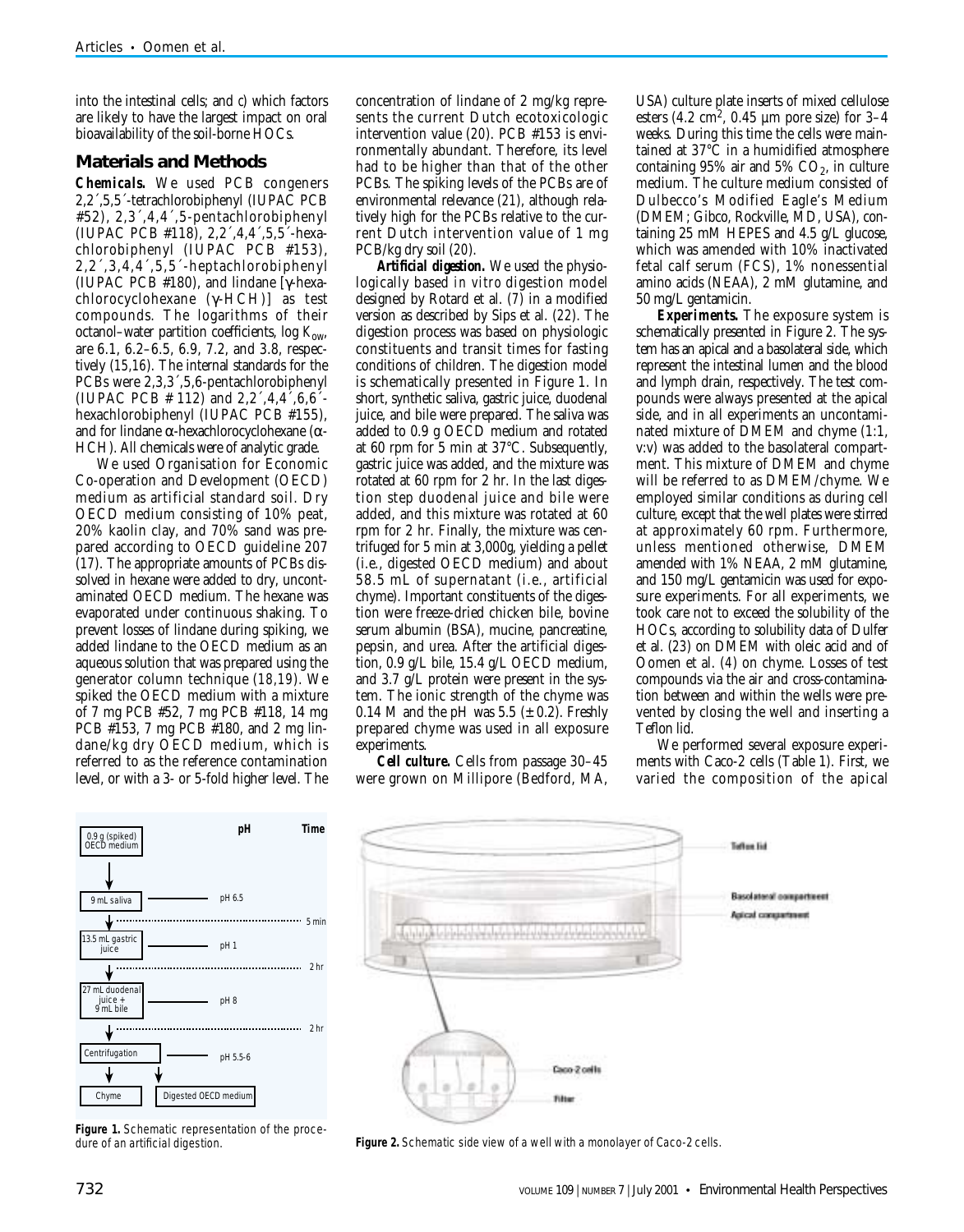into the intestinal cells; and c) which factors are likely to have the largest impact on oral bioavailability of the soil-borne HOCs.

## Materials and Methods

***Chemicals.*** We used PCB congeners 2,2´,5,5´-tetrachlorobiphenyl (IUPAC PCB #52), 2,3´,4,4´,5-pentachlorobiphenyl (IUPAC PCB #118), 2,2´,4,4´,5,5´-hexachlorobiphenyl (IUPAC PCB #153), 2,2´,3,4,4´,5,5´-heptachlorobiphenyl (IUPAC PCB #180), and lindane [γ-hexachlorocyclohexane (γ-HCH)] as test compounds. The logarithms of their octanol–water partition coefficients, log $K_{ow}$, are 6.1, 6.2–6.5, 6.9, 7.2, and 3.8, respectively (15,16). The internal standards for the PCBs were 2,3,3´,5,6-pentachlorobiphenyl (IUPAC PCB # 112) and 2,2´,4,4´,6,6´-hexachlorobiphenyl (IUPAC PCB #155), and for lindane α-hexachlorocyclohexane (α-HCH). All chemicals were of analytic grade.

We used Organisation for Economic Co-operation and Development (OECD) medium as artificial standard soil. Dry OECD medium consisting of 10% peat, 20% kaolin clay, and 70% sand was prepared according to OECD guideline 207 (17). The appropriate amounts of PCBs dissolved in hexane were added to dry, uncontaminated OECD medium. The hexane was evaporated under continuous shaking. To prevent losses of lindane during spiking, we added lindane to the OECD medium as an aqueous solution that was prepared using the generator column technique (18,19). We spiked the OECD medium with a mixture of 7 mg PCB #52, 7 mg PCB #118, 14 mg PCB #153, 7 mg PCB #180, and 2 mg lindane/kg dry OECD medium, which is referred to as the reference contamination level, or with a 3- or 5-fold higher level. The concentration of lindane of 2 mg/kg represents the current Dutch ecotoxicologic intervention value (20). PCB #153 is environmentally abundant. Therefore, its level had to be higher than that of the other PCBs. The spiking levels of the PCBs are of environmental relevance (21), although relatively high for the PCBs relative to the current Dutch intervention value of 1 mg PCB/kg dry soil (20).

***Artificial digestion.*** We used the physiologically based *in vitro* digestion model designed by Rotard et al. (7) in a modified version as described by Sips et al. (22). The digestion process was based on physiologic constituents and transit times for fasting conditions of children. The digestion model is schematically presented in Figure 1. In short, synthetic saliva, gastric juice, duodenal juice, and bile were prepared. The saliva was added to 0.9 g OECD medium and rotated at 60 rpm for 5 min at 37°C. Subsequently, gastric juice was added, and the mixture was rotated at 60 rpm for 2 hr. In the last digestion step duodenal juice and bile were added, and this mixture was rotated at 60 rpm for 2 hr. Finally, the mixture was centrifuged for 5 min at 3,000*g*, yielding a pellet (i.e., digested OECD medium) and about 58.5 mL of supernatant (i.e., artificial chyme). Important constituents of the digestion were freeze-dried chicken bile, bovine serum albumin (BSA), mucine, pancreatine, pepsin, and urea. After the artificial digestion, 0.9 g/L bile, 15.4 g/L OECD medium, and 3.7 g/L protein were present in the system. The ionic strength of the chyme was 0.14 M and the pH was 5.5 (± 0.2). Freshly prepared chyme was used in all exposure experiments.

***Cell culture.*** Cells from passage 30–45 were grown on Millipore (Bedford, MA, USA) culture plate inserts of mixed cellulose esters (4.2 $cm^2$, 0.45 µm pore size) for 3–4 weeks. During this time the cells were maintained at 37°C in a humidified atmosphere containing 95% air and 5% $CO_2$, in culture medium. The culture medium consisted of Dulbecco's Modified Eagle's Medium (DMEM; Gibco, Rockville, MD, USA), containing 25 mM HEPES and 4.5 g/L glucose, which was amended with 10% inactivated fetal calf serum (FCS), 1% nonessential amino acids (NEAA), 2 mM glutamine, and 50 mg/L gentamicin.

***Experiments.*** The exposure system is schematically presented in Figure 2. The system has an apical and a basolateral side, which represent the intestinal lumen and the blood and lymph drain, respectively. The test compounds were always presented at the apical side, and in all experiments an uncontaminated mixture of DMEM and chyme (1:1, v:v) was added to the basolateral compartment. This mixture of DMEM and chyme will be referred to as DMEM/chyme. We employed similar conditions as during cell culture, except that the well plates were stirred at approximately 60 rpm. Furthermore, unless mentioned otherwise, DMEM amended with 1% NEAA, 2 mM glutamine, and 150 mg/L gentamicin was used for exposure experiments. For all experiments, we took care not to exceed the solubility of the HOCs, according to solubility data of Dulfer et al. (23) on DMEM with oleic acid and of Oomen et al. (4) on chyme. Losses of test compounds via the air and cross-contamination between and within the wells were prevented by closing the well and inserting a Teflon lid.

We performed several exposure experiments with Caco-2 cells (Table 1). First, we varied the composition of the apical

| Step | pH | Time |
|---|---|---|
| 0.9 g (spiked) OECD medium | | |
| 9 mL saliva | pH 6.5 | 5 min |
| 13.5 mL gastric juice | pH 1 | 2 hr |
| 27 mL duodenal juice + 9 mL bile | pH 8 | 2 hr |
| Centrifugation | pH 5.5–6 | |
| Chyme / Digested OECD medium | | |

**Figure 1.** Schematic representation of the procedure of an artificial digestion.

**Figure 2.** Schematic side view of a well with a monolayer of Caco-2 cells.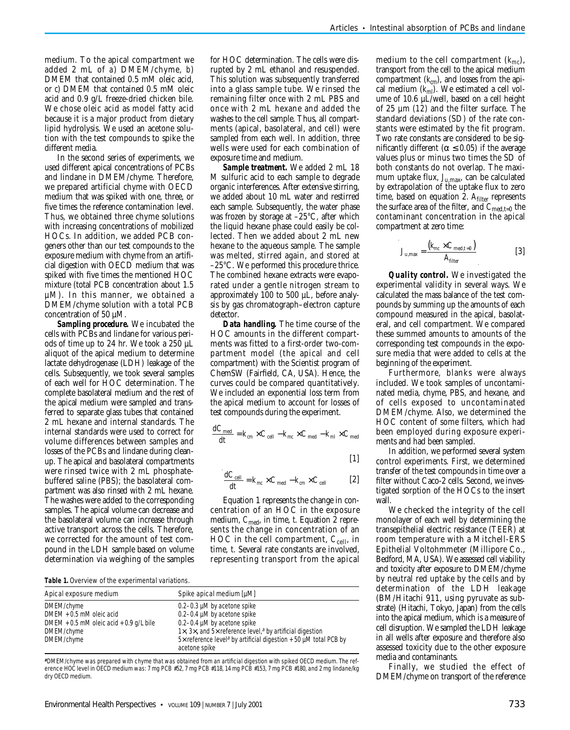medium. To the apical compartment we added 2 mL of *a*) DMEM/chyme, *b*) DMEM that contained 0.5 mM oleic acid, or *c*) DMEM that contained 0.5 mM oleic acid and 0.9 g/L freeze-dried chicken bile. We chose oleic acid as model fatty acid because it is a major product from dietary lipid hydrolysis. We used an acetone solution with the test compounds to spike the different media.

In the second series of experiments, we used different apical concentrations of PCBs and lindane in DMEM/chyme. Therefore, we prepared artificial chyme with OECD medium that was spiked with one, three, or five times the reference contamination level. Thus, we obtained three chyme solutions with increasing concentrations of mobilized HOCs. In addition, we added PCB congeners other than our test compounds to the exposure medium with chyme from an artificial digestion with OECD medium that was spiked with five times the mentioned HOC mixture (total PCB concentration about 1.5 µM). In this manner, we obtained a DMEM/chyme solution with a total PCB concentration of 50 µM.

**Sampling procedure.** We incubated the cells with PCBs and lindane for various periods of time up to 24 hr. We took a 250 µL aliquot of the apical medium to determine lactate dehydrogenase (LDH) leakage of the cells. Subsequently, we took several samples of each well for HOC determination. The complete basolateral medium and the rest of the apical medium were sampled and transferred to separate glass tubes that contained 2 mL hexane and internal standards. The internal standards were used to correct for volume differences between samples and losses of the PCBs and lindane during cleanup. The apical and basolateral compartments were rinsed twice with 2 mL phosphate-buffered saline (PBS); the basolateral compartment was also rinsed with 2 mL hexane. The washes were added to the corresponding samples. The apical volume can decrease and the basolateral volume can increase through active transport across the cells. Therefore, we corrected for the amount of test compound in the LDH sample based on volume determination via weighing of the samples for HOC determination. The cells were disrupted by 2 mL ethanol and resuspended. This solution was subsequently transferred into a glass sample tube. We rinsed the remaining filter once with 2 mL PBS and once with 2 mL hexane and added the washes to the cell sample. Thus, all compartments (apical, basolateral, and cell) were sampled from each well. In addition, three wells were used for each combination of exposure time and medium.

**Sample treatment.** We added 2 mL 18 M sulfuric acid to each sample to degrade organic interferences. After extensive stirring, we added about 10 mL water and restirred each sample. Subsequently, the water phase was frozen by storage at –25°C, after which the liquid hexane phase could easily be collected. Then we added about 2 mL new hexane to the aqueous sample. The sample was melted, stirred again, and stored at –25°C. We performed this procedure thrice. The combined hexane extracts were evaporated under a gentle nitrogen stream to approximately 100 to 500 µL, before analysis by gas chromatograph–electron capture detector.

**Data handling.** The time course of the HOC amounts in the different compartments was fitted to a first-order two-compartment model (the apical and cell compartment) with the Scientist program of ChemSW (Fairfield, CA, USA). Hence, the curves could be compared quantitatively. We included an exponential loss term from the apical medium to account for losses of test compounds during the experiment.

$$\frac{dC_{med}}{dt} = k_{cm} \times C_{cell} - k_{mc} \times C_{med} - k_{ml} \times C_{med} \quad [1]$$

$$\frac{dC_{cell}}{dt} = k_{mc} \times C_{med} - k_{cm} \times C_{cell} \quad [2]$$

Equation 1 represents the change in concentration of an HOC in the exposure medium, $C_{med}$, in time, *t*. Equation 2 represents the change in concentration of an HOC in the cell compartment, $C_{cell}$, in time, *t*. Several rate constants are involved, representing transport from the apical medium to the cell compartment ($k_{mc}$), transport from the cell to the apical medium compartment ($k_{cm}$), and losses from the apical medium ($k_{ml}$). We estimated a cell volume of 10.6 µL/well, based on a cell height of 25 µm (*12*) and the filter surface. The standard deviations (SD) of the rate constants were estimated by the fit program. Two rate constants are considered to be significantly different ($\alpha \leq 0.05$) if the average values plus or minus two times the SD of both constants do not overlap. The maximum uptake flux, $J_{u,max}$, can be calculated by extrapolation of the uptake flux to zero time, based on equation 2. $A_{filter}$ represents the surface area of the filter, and $C_{med,t=0}$ the contaminant concentration in the apical compartment at zero time:

$$J_{u,max} = \frac{(k_{mc} \times C_{med,t=0})}{A_{filter}} \quad [3]$$

**Quality control.** We investigated the experimental validity in several ways. We calculated the mass balance of the test compounds by summing up the amounts of each compound measured in the apical, basolateral, and cell compartment. We compared these summed amounts to amounts of the corresponding test compounds in the exposure media that were added to cells at the beginning of the experiment.

Furthermore, blanks were always included. We took samples of uncontaminated media, chyme, PBS, and hexane, and of cells exposed to uncontaminated DMEM/chyme. Also, we determined the HOC content of some filters, which had been employed during exposure experiments and had been sampled.

In addition, we performed several system control experiments. First, we determined transfer of the test compounds in time over a filter without Caco-2 cells. Second, we investigated sorption of the HOCs to the insert wall.

We checked the integrity of the cell monolayer of each well by determining the transepithelial electric resistance (TEER) at room temperature with a Mitchell-ERS Epithelial Voltohmmeter (Millipore Co., Bedford, MA, USA). We assessed cell viability and toxicity after exposure to DMEM/chyme by neutral red uptake by the cells and by determination of the LDH leakage (BM/Hitachi 911, using pyruvate as substrate) (Hitachi, Tokyo, Japan) from the cells into the apical medium, which is a measure of cell disruption. We sampled the LDH leakage in all wells after exposure and therefore also assessed toxicity due to the other exposure media and contaminants.

Finally, we studied the effect of DMEM/chyme on transport of the reference

**Table 1.** Overview of the experimental variations.

| Apical exposure medium | Spike apical medium [µM] |
|---|---|
| DMEM/chyme | 0.2–0.3 µM by acetone spike |
| DMEM + 0.5 mM oleic acid | 0.2–0.4 µM by acetone spike |
| DMEM + 0.5 mM oleic acid + 0.9 g/L bile | 0.2–0.4 µM by acetone spike |
| DMEM/chyme | 1×, 3×, and 5× reference level,[a] by artificial digestion |
| DMEM/chyme | 5× reference level[a] by artificial digestion + 50 µM total PCB by acetone spike |

[a]DMEM/chyme was prepared with chyme that was obtained from an artificial digestion with spiked OECD medium. The reference HOC level in OECD medium was: 7 mg PCB #52, 7 mg PCB #118, 14 mg PCB #153, 7 mg PCB #180, and 2 mg lindane/kg dry OECD medium.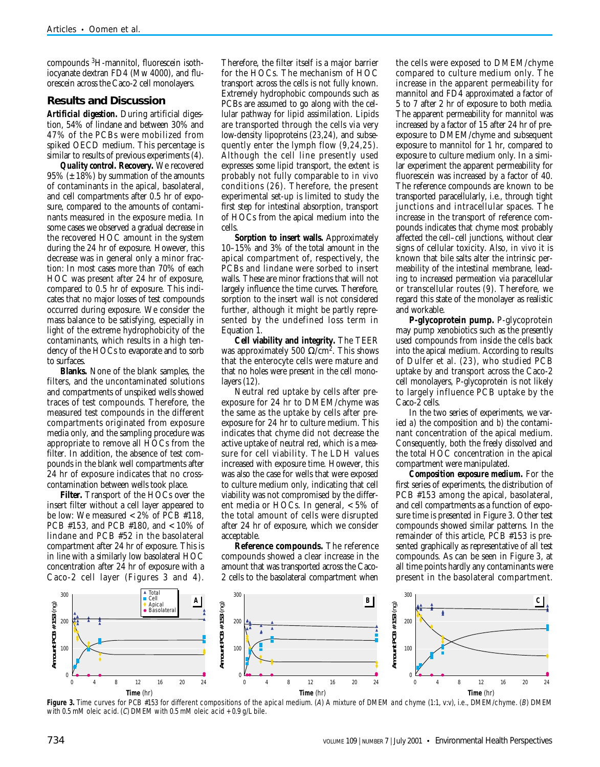compounds $^{3}$H-mannitol, fluorescein isothiocyanate dextran FD4 (Mw 4000), and fluorescein across the Caco-2 cell monolayers.

## Results and Discussion

***Artificial digestion.*** During artificial digestion, 54% of lindane and between 30% and 47% of the PCBs were mobilized from spiked OECD medium. This percentage is similar to results of previous experiments (*4*).

***Quality control. Recovery.*** We recovered 95% (± 18%) by summation of the amounts of contaminants in the apical, basolateral, and cell compartments after 0.5 hr of exposure, compared to the amounts of contaminants measured in the exposure media. In some cases we observed a gradual decrease in the recovered HOC amount in the system during the 24 hr of exposure. However, this decrease was in general only a minor fraction: In most cases more than 70% of each HOC was present after 24 hr of exposure, compared to 0.5 hr of exposure. This indicates that no major losses of test compounds occurred during exposure. We consider the mass balance to be satisfying, especially in light of the extreme hydrophobicity of the contaminants, which results in a high tendency of the HOCs to evaporate and to sorb to surfaces.

***Blanks.*** None of the blank samples, the filters, and the uncontaminated solutions and compartments of unspiked wells showed traces of test compounds. Therefore, the measured test compounds in the different compartments originated from exposure media only, and the sampling procedure was appropriate to remove all HOCs from the filter. In addition, the absence of test compounds in the blank well compartments after 24 hr of exposure indicates that no cross-contamination between wells took place.

***Filter.*** Transport of the HOCs over the insert filter without a cell layer appeared to be low: We measured < 2% of PCB #118, PCB #153, and PCB #180, and < 10% of lindane and PCB #52 in the basolateral compartment after 24 hr of exposure. This is in line with a similarly low basolateral HOC concentration after 24 hr of exposure with a Caco-2 cell layer (Figures 3 and 4). Therefore, the filter itself is a major barrier for the HOCs. The mechanism of HOC transport across the cells is not fully known. Extremely hydrophobic compounds such as PCBs are assumed to go along with the cellular pathway for lipid assimilation. Lipids are transported through the cells via very low-density lipoproteins (*23,24*), and subsequently enter the lymph flow (*9,24,25*). Although the cell line presently used expresses some lipid transport, the extent is probably not fully comparable to *in vivo* conditions (*26*). Therefore, the present experimental set-up is limited to study the first step for intestinal absorption, transport of HOCs from the apical medium into the cells.

***Sorption to insert walls.*** Approximately 10–15% and 3% of the total amount in the apical compartment of, respectively, the PCBs and lindane were sorbed to insert walls. These are minor fractions that will not largely influence the time curves. Therefore, sorption to the insert wall is not considered further, although it might be partly represented by the undefined loss term in Equation 1.

***Cell viability and integrity.*** The TEER was approximately 500 $\Omega/cm^2$. This shows that the enterocyte cells were mature and that no holes were present in the cell monolayers (*12*).

Neutral red uptake by cells after preexposure for 24 hr to DMEM/chyme was the same as the uptake by cells after preexposure for 24 hr to culture medium. This indicates that chyme did not decrease the active uptake of neutral red, which is a measure for cell viability. The LDH values increased with exposure time. However, this was also the case for wells that were exposed to culture medium only, indicating that cell viability was not compromised by the different media or HOCs. In general, < 5% of the total amount of cells were disrupted after 24 hr of exposure, which we consider acceptable.

***Reference compounds.*** The reference compounds showed a clear increase in the amount that was transported across the Caco-2 cells to the basolateral compartment when the cells were exposed to DMEM/chyme compared to culture medium only. The increase in the apparent permeability for mannitol and FD4 approximated a factor of 5 to 7 after 2 hr of exposure to both media. The apparent permeability for mannitol was increased by a factor of 15 after 24 hr of preexposure to DMEM/chyme and subsequent exposure to mannitol for 1 hr, compared to exposure to culture medium only. In a similar experiment the apparent permeability for fluorescein was increased by a factor of 40. The reference compounds are known to be transported paracellularly, i.e., through tight junctions and intracellular spaces. The increase in the transport of reference compounds indicates that chyme most probably affected the cell–cell junctions, without clear signs of cellular toxicity. Also, *in vivo* it is known that bile salts alter the intrinsic permeability of the intestinal membrane, leading to increased permeation via paracellular or transcellular routes (*9*). Therefore, we regard this state of the monolayer as realistic and workable.

***P-glycoprotein pump.*** P-glycoprotein may pump xenobiotics such as the presently used compounds from inside the cells back into the apical medium. According to results of Dulfer et al. (*23*), who studied PCB uptake by and transport across the Caco-2 cell monolayers, P-glycoprotein is not likely to largely influence PCB uptake by the Caco-2 cells.

In the two series of experiments, we varied *a*) the composition and *b*) the contaminant concentration of the apical medium. Consequently, both the freely dissolved and the total HOC concentration in the apical compartment were manipulated.

***Composition exposure medium.*** For the first series of experiments, the distribution of PCB #153 among the apical, basolateral, and cell compartments as a function of exposure time is presented in Figure 3. Other test compounds showed similar patterns. In the remainder of this article, PCB #153 is presented graphically as representative of all test compounds. As can be seen in Figure 3, at all time points hardly any contaminants were present in the basolateral compartment.

**Figure 3.** Time curves for PCB #153 for different compositions of the apical medium. (*A*) A mixture of DMEM and chyme (1:1, v:v), i.e., DMEM/chyme. (*B*) DMEM with 0.5 mM oleic acid. (*C*) DMEM with 0.5 mM oleic acid + 0.9 g/L bile.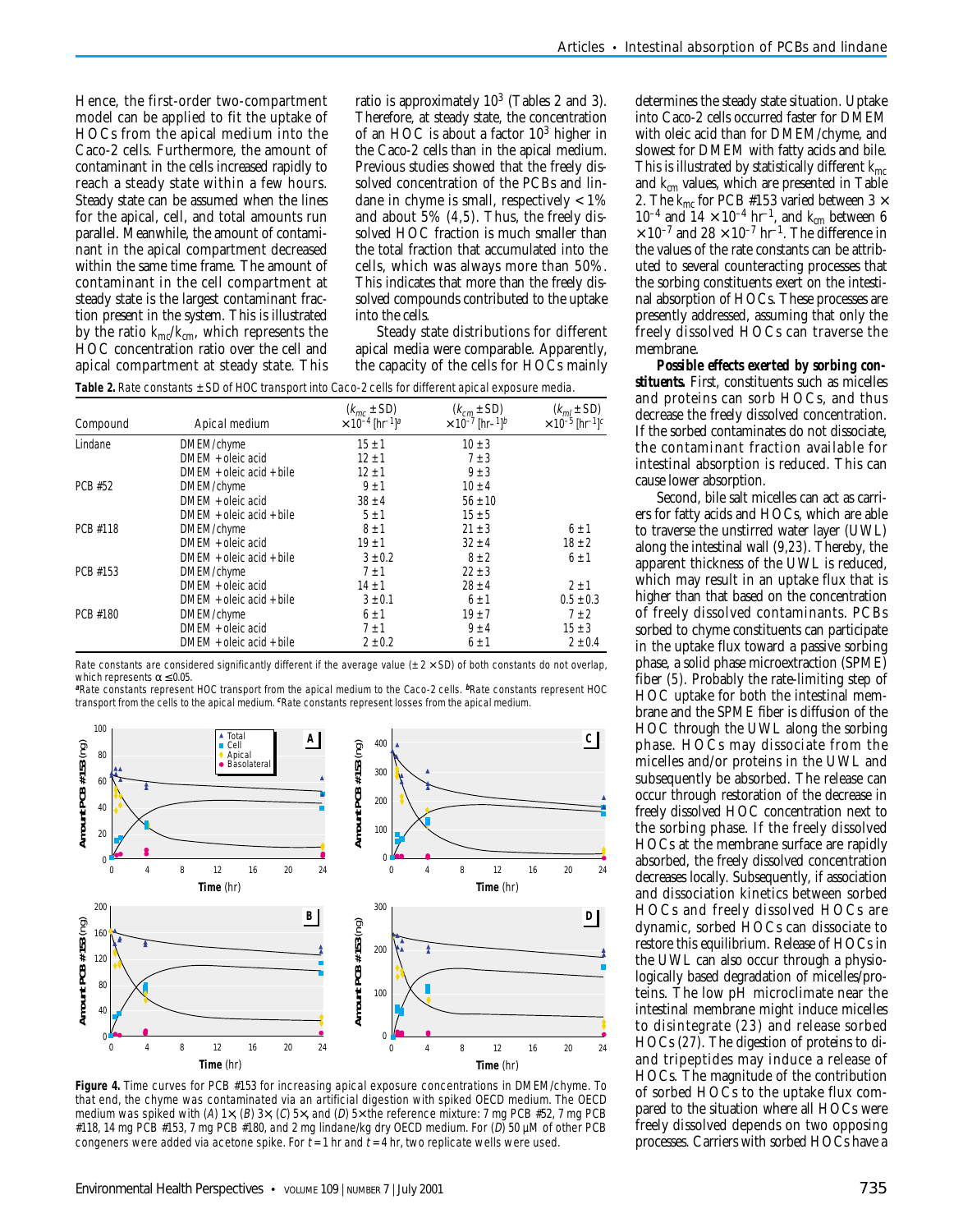Hence, the first-order two-compartment model can be applied to fit the uptake of HOCs from the apical medium into the Caco-2 cells. Furthermore, the amount of contaminant in the cells increased rapidly to reach a steady state within a few hours. Steady state can be assumed when the lines for the apical, cell, and total amounts run parallel. Meanwhile, the amount of contaminant in the apical compartment decreased within the same time frame. The amount of contaminant in the cell compartment at steady state is the largest contaminant fraction present in the system. This is illustrated by the ratio $k_{mc}/k_{cm}$, which represents the HOC concentration ratio over the cell and apical compartment at steady state. This ratio is approximately $10^3$ (Tables 2 and 3). Therefore, at steady state, the concentration of an HOC is about a factor $10^3$ higher in the Caco-2 cells than in the apical medium. Previous studies showed that the freely dissolved concentration of the PCBs and lindane in chyme is small, respectively < 1% and about 5% (4,5). Thus, the freely dissolved HOC fraction is much smaller than the total fraction that accumulated into the cells, which was always more than 50%. This indicates that more than the freely dissolved compounds contributed to the uptake into the cells.

Steady state distributions for different apical media were comparable. Apparently, the capacity of the cells for HOCs mainly determines the steady state situation. Uptake into Caco-2 cells occurred faster for DMEM with oleic acid than for DMEM/chyme, and slowest for DMEM with fatty acids and bile. This is illustrated by statistically different $k_{mc}$ and $k_{cm}$ values, which are presented in Table 2. The $k_{mc}$ for PCB #153 varied between $3 \times 10^{-4}$ and $14 \times 10^{-4}$ hr$^{-1}$, and $k_{cm}$ between $6 \times 10^{-7}$ and $28 \times 10^{-7}$ hr$^{-1}$. The difference in the values of the rate constants can be attributed to several counteracting processes that the sorbing constituents exert on the intestinal absorption of HOCs. These processes are presently addressed, assuming that only the freely dissolved HOCs can traverse the membrane.

**Table 2.** Rate constants ± SD of HOC transport into Caco-2 cells for different apical exposure media.

| Compound | Apical medium | ($k_{mc}$ ± SD) $\times 10^{-4}$ [hr$^{-1}$][a] | ($k_{cm}$ ± SD) $\times 10^{-7}$ [hr$^{-1}$][b] | ($k_{ml}$ ± SD) $\times 10^{-5}$ [hr$^{-1}$][c] |
|---|---|---|---|---|
| Lindane | DMEM/chyme | 15 ± 1 | 10 ± 3 | |
| | DMEM + oleic acid | 12 ± 1 | 7 ± 3 | |
| | DMEM + oleic acid + bile | 12 ± 1 | 9 ± 3 | |
| PCB #52 | DMEM/chyme | 9 ± 1 | 10 ± 4 | |
| | DMEM + oleic acid | 38 ± 4 | 56 ± 10 | |
| | DMEM + oleic acid + bile | 5 ± 1 | 15 ± 5 | |
| PCB #118 | DMEM/chyme | 8 ± 1 | 21 ± 3 | 6 ± 1 |
| | DMEM + oleic acid | 19 ± 1 | 32 ± 4 | 18 ± 2 |
| | DMEM + oleic acid + bile | 3 ± 0.2 | 8 ± 2 | 6 ± 1 |
| PCB #153 | DMEM/chyme | 7 ± 1 | 22 ± 3 | |
| | DMEM + oleic acid | 14 ± 1 | 28 ± 4 | 2 ± 1 |
| | DMEM + oleic acid + bile | 3 ± 0.1 | 6 ± 1 | 0.5 ± 0.3 |
| PCB #180 | DMEM/chyme | 6 ± 1 | 19 ± 7 | 7 ± 2 |
| | DMEM + oleic acid | 7 ± 1 | 9 ± 4 | 15 ± 3 |
| | DMEM + oleic acid + bile | 2 ± 0.2 | 6 ± 1 | 2 ± 0.4 |

Rate constants are considered significantly different if the average value (± 2 × SD) of both constants do not overlap, which represents $\alpha \leq 0.05$.
[a]Rate constants represent HOC transport from the apical medium to the Caco-2 cells. [b]Rate constants represent HOC transport from the cells to the apical medium. [c]Rate constants represent losses from the apical medium.

**Figure 4.** Time curves for PCB #153 for increasing apical exposure concentrations in DMEM/chyme. To that end, the chyme was contaminated via an artificial digestion with spiked OECD medium. The OECD medium was spiked with (*A*) 1×, (*B*) 3×, (*C*) 5×, and (*D*) 5× the reference mixture: 7 mg PCB #52, 7 mg PCB #118, 14 mg PCB #153, 7 mg PCB #180, and 2 mg lindane/kg dry OECD medium. For (*D*) 50 µM of other PCB congeners were added via acetone spike. For *t* = 1 hr and *t* = 4 hr, two replicate wells were used.

**Possible effects exerted by sorbing constituents.** First, constituents such as micelles and proteins can sorb HOCs, and thus decrease the freely dissolved concentration. If the sorbed contaminates do not dissociate, the contaminant fraction available for intestinal absorption is reduced. This can cause lower absorption.

Second, bile salt micelles can act as carriers for fatty acids and HOCs, which are able to traverse the unstirred water layer (UWL) along the intestinal wall (9,23). Thereby, the apparent thickness of the UWL is reduced, which may result in an uptake flux that is higher than that based on the concentration of freely dissolved contaminants. PCBs sorbed to chyme constituents can participate in the uptake flux toward a passive sorbing phase, a solid phase microextraction (SPME) fiber (5). Probably the rate-limiting step of HOC uptake for both the intestinal membrane and the SPME fiber is diffusion of the HOC through the UWL along the sorbing phase. HOCs may dissociate from the micelles and/or proteins in the UWL and subsequently be absorbed. The release can occur through restoration of the decrease in freely dissolved HOC concentration next to the sorbing phase. If the freely dissolved HOCs at the membrane surface are rapidly absorbed, the freely dissolved concentration decreases locally. Subsequently, if association and dissociation kinetics between sorbed HOCs and freely dissolved HOCs are dynamic, sorbed HOCs can dissociate to restore this equilibrium. Release of HOCs in the UWL can also occur through a physiologically based degradation of micelles/proteins. The low pH microclimate near the intestinal membrane might induce micelles to disintegrate (23) and release sorbed HOCs (27). The digestion of proteins to di- and tripeptides may induce a release of HOCs. The magnitude of the contribution of sorbed HOCs to the uptake flux compared to the situation where all HOCs were freely dissolved depends on two opposing processes. Carriers with sorbed HOCs have a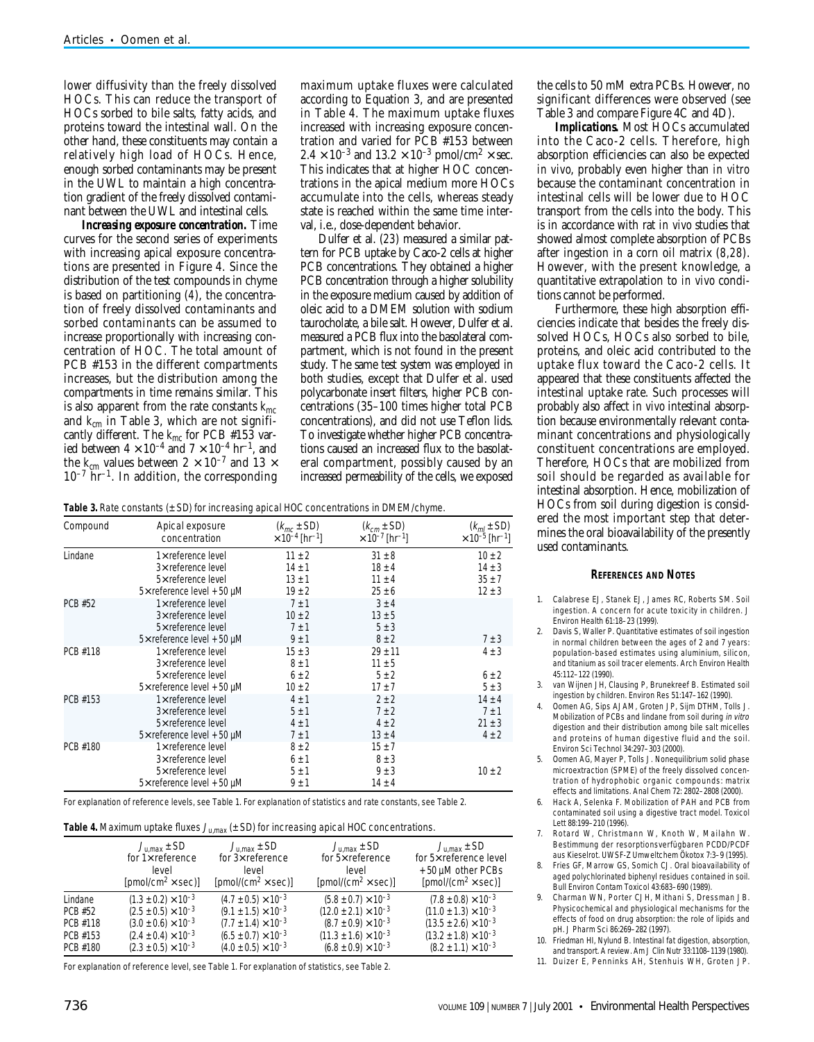lower diffusivity than the freely dissolved HOCs. This can reduce the transport of HOCs sorbed to bile salts, fatty acids, and proteins toward the intestinal wall. On the other hand, these constituents may contain a relatively high load of HOCs. Hence, enough sorbed contaminants may be present in the UWL to maintain a high concentration gradient of the freely dissolved contaminant between the UWL and intestinal cells.

***Increasing exposure concentration.*** Time curves for the second series of experiments with increasing apical exposure concentrations are presented in Figure 4. Since the distribution of the test compounds in chyme is based on partitioning (4), the concentration of freely dissolved contaminants and sorbed contaminants can be assumed to increase proportionally with increasing concentration of HOC. The total amount of PCB #153 in the different compartments increases, but the distribution among the compartments in time remains similar. This is also apparent from the rate constants $k_{mc}$ and $k_{cm}$ in Table 3, which are not significantly different. The $k_{mc}$ for PCB #153 varied between $4 \times 10^{-4}$ and $7 \times 10^{-4}$ hr$^{-1}$, and the $k_{cm}$ values between $2 \times 10^{-7}$ and $13 \times 10^{-7}$ hr$^{-1}$. In addition, the corresponding maximum uptake fluxes were calculated according to Equation 3, and are presented in Table 4. The maximum uptake fluxes increased with increasing exposure concentration and varied for PCB #153 between $2.4 \times 10^{-3}$ and $13.2 \times 10^{-3}$ pmol/cm$^2$ × sec. This indicates that at higher HOC concentrations in the apical medium more HOCs accumulate into the cells, whereas steady state is reached within the same time interval, i.e., dose-dependent behavior.

Dulfer et al. (23) measured a similar pattern for PCB uptake by Caco-2 cells at higher PCB concentrations. They obtained a higher PCB concentration through a higher solubility in the exposure medium caused by addition of oleic acid to a DMEM solution with sodium taurocholate, a bile salt. However, Dulfer et al. measured a PCB flux into the basolateral compartment, which is not found in the present study. The same test system was employed in both studies, except that Dulfer et al. used polycarbonate insert filters, higher PCB concentrations (35–100 times higher total PCB concentrations), and did not use Teflon lids. To investigate whether higher PCB concentrations caused an increased flux to the basolateral compartment, possibly caused by an increased permeability of the cells, we exposed the cells to 50 mM extra PCBs. However, no significant differences were observed (see Table 3 and compare Figure 4C and 4D).

***Implications.*** Most HOCs accumulated into the Caco-2 cells. Therefore, high absorption efficiencies can also be expected *in vivo*, probably even higher than *in vitro* because the contaminant concentration in intestinal cells will be lower due to HOC transport from the cells into the body. This is in accordance with rat *in vivo* studies that showed almost complete absorption of PCBs after ingestion in a corn oil matrix (8,28). However, with the present knowledge, a quantitative extrapolation to *in vivo* conditions cannot be performed.

Furthermore, these high absorption efficiencies indicate that besides the freely dissolved HOCs, HOCs also sorbed to bile, proteins, and oleic acid contributed to the uptake flux toward the Caco-2 cells. It appeared that these constituents affected the intestinal uptake rate. Such processes will probably also affect *in vivo* intestinal absorption because environmentally relevant contaminant concentrations and physiologically constituent concentrations are employed. Therefore, HOCs that are mobilized from soil should be regarded as available for intestinal absorption. Hence, mobilization of HOCs from soil during digestion is considered the most important step that determines the oral bioavailability of the presently used contaminants.

**Table 3.** Rate constants (± SD) for increasing apical HOC concentrations in DMEM/chyme.

| Compound | Apical exposure concentration | ($k_{mc}$ ± SD) $\times 10^{-4}$ [hr$^{-1}$] | ($k_{cm}$ ± SD) $\times 10^{-7}$ [hr$^{-1}$] | ($k_{ml}$ ± SD) $\times 10^{-5}$ [hr$^{-1}$] |
|---|---|---|---|---|
| Lindane | 1 × reference level | 11 ± 2 | 31 ± 8 | 10 ± 2 |
| | 3 × reference level | 14 ± 1 | 18 ± 4 | 14 ± 3 |
| | 5 × reference level | 13 ± 1 | 11 ± 4 | 35 ± 7 |
| | 5 × reference level + 50 µM | 19 ± 2 | 25 ± 6 | 12 ± 3 |
| PCB #52 | 1 × reference level | 7 ± 1 | 3 ± 4 | |
| | 3 × reference level | 10 ± 2 | 13 ± 5 | |
| | 5 × reference level | 7 ± 1 | 5 ± 3 | |
| | 5 × reference level + 50 µM | 9 ± 1 | 8 ± 2 | 7 ± 3 |
| PCB #118 | 1 × reference level | 15 ± 3 | 29 ± 11 | 4 ± 3 |
| | 3 × reference level | 8 ± 1 | 11 ± 5 | |
| | 5 × reference level | 6 ± 2 | 5 ± 2 | 6 ± 2 |
| | 5 × reference level + 50 µM | 10 ± 2 | 17 ± 7 | 5 ± 3 |
| PCB #153 | 1 × reference level | 4 ± 1 | 2 ± 2 | 14 ± 4 |
| | 3 × reference level | 5 ± 1 | 7 ± 2 | 7 ± 1 |
| | 5 × reference level | 4 ± 1 | 4 ± 2 | 21 ± 3 |
| | 5 × reference level + 50 µM | 7 ± 1 | 13 ± 4 | 4 ± 2 |
| PCB #180 | 1 × reference level | 8 ± 2 | 15 ± 7 | |
| | 3 × reference level | 6 ± 1 | 8 ± 3 | |
| | 5 × reference level | 5 ± 1 | 9 ± 3 | 10 ± 2 |
| | 5 × reference level + 50 µM | 9 ± 1 | 14 ± 4 | |

For explanation of reference levels, see Table 1. For explanation of statistics and rate constants, see Table 2.

**Table 4.** Maximum uptake fluxes $J_{u,max}$ (± SD) for increasing apical HOC concentrations.

| | $J_{u,max}$ ± SD for 1 × reference level [pmol/cm$^2$ × sec)] | $J_{u,max}$ ± SD for 3 × reference level [pmol/(cm$^2$ × sec)] | $J_{u,max}$ ± SD for 5 × reference level [pmol/(cm$^2$ × sec)] | $J_{u,max}$ ± SD for 5 × reference level + 50 µM other PCBs [pmol/(cm$^2$ × sec)] |
|---|---|---|---|---|
| Lindane | $(1.3 \pm 0.2) \times 10^{-3}$ | $(4.7 \pm 0.5) \times 10^{-3}$ | $(5.8 \pm 0.7) \times 10^{-3}$ | $(7.8 \pm 0.8) \times 10^{-3}$ |
| PCB #52 | $(2.5 \pm 0.5) \times 10^{-3}$ | $(9.1 \pm 1.5) \times 10^{-3}$ | $(12.0 \pm 2.1) \times 10^{-3}$ | $(11.0 \pm 1.3) \times 10^{-3}$ |
| PCB #118 | $(3.0 \pm 0.6) \times 10^{-3}$ | $(7.7 \pm 1.4) \times 10^{-3}$ | $(8.7 \pm 0.9) \times 10^{-3}$ | $(13.5 \pm 2.6) \times 10^{-3}$ |
| PCB #153 | $(2.4 \pm 0.4) \times 10^{-3}$ | $(6.5 \pm 0.7) \times 10^{-3}$ | $(11.3 \pm 1.6) \times 10^{-3}$ | $(13.2 \pm 1.8) \times 10^{-3}$ |
| PCB #180 | $(2.3 \pm 0.5) \times 10^{-3}$ | $(4.0 \pm 0.5) \times 10^{-3}$ | $(6.8 \pm 0.9) \times 10^{-3}$ | $(8.2 \pm 1.1) \times 10^{-3}$ |

For explanation of reference level, see Table 1. For explanation of statistics, see Table 2.

## REFERENCES AND NOTES

1. Calabrese EJ, Stanek EJ, James RC, Roberts SM. Soil ingestion. A concern for acute toxicity in children. J Environ Health 61:18–23 (1999).
2. Davis S, Waller P. Quantitative estimates of soil ingestion in normal children between the ages of 2 and 7 years: population-based estimates using aluminium, silicon, and titanium as soil tracer elements. Arch Environ Health 45:112–122 (1990).
3. van Wijnen JH, Clausing P, Brunekreef B. Estimated soil ingestion by children. Environ Res 51:147–162 (1990).
4. Oomen AG, Sips AJAM, Groten JP, Sijm DTHM, Tolls J. Mobilization of PCBs and lindane from soil during *in vitro* digestion and their distribution among bile salt micelles and proteins of human digestive fluid and the soil. Environ Sci Technol 34:297–303 (2000).
5. Oomen AG, Mayer P, Tolls J. Nonequilibrium solid phase microextraction (SPME) of the freely dissolved concentration of hydrophobic organic compounds: matrix effects and limitations. Anal Chem 72: 2802–2808 (2000).
6. Hack A, Selenka F. Mobilization of PAH and PCB from contaminated soil using a digestive tract model. Toxicol Lett 88:199–210 (1996).
7. Rotard W, Christmann W, Knoth W, Mailahn W. Bestimmung der resorptionsverfügbaren PCDD/PCDF aus Kieselrot. UWSF-Z Umweltchem Ökotox 7:3–9 (1995).
8. Fries GF, Marrow GS, Somich CJ. Oral bioavailability of aged polychlorinated biphenyl residues contained in soil. Bull Environ Contam Toxicol 43:683–690 (1989).
9. Charman WN, Porter CJH, Mithani S, Dressman JB. Physicochemical and physiological mechanisms for the effects of food on drug absorption: the role of lipids and pH. J Pharm Sci 86:269–282 (1997).
10. Friedman HI, Nylund B. Intestinal fat digestion, absorption, and transport. A review. Am J Clin Nutr 33:1108–1139 (1980).
11. Duizer E, Penninks AH, Stenhuis WH, Groten JP.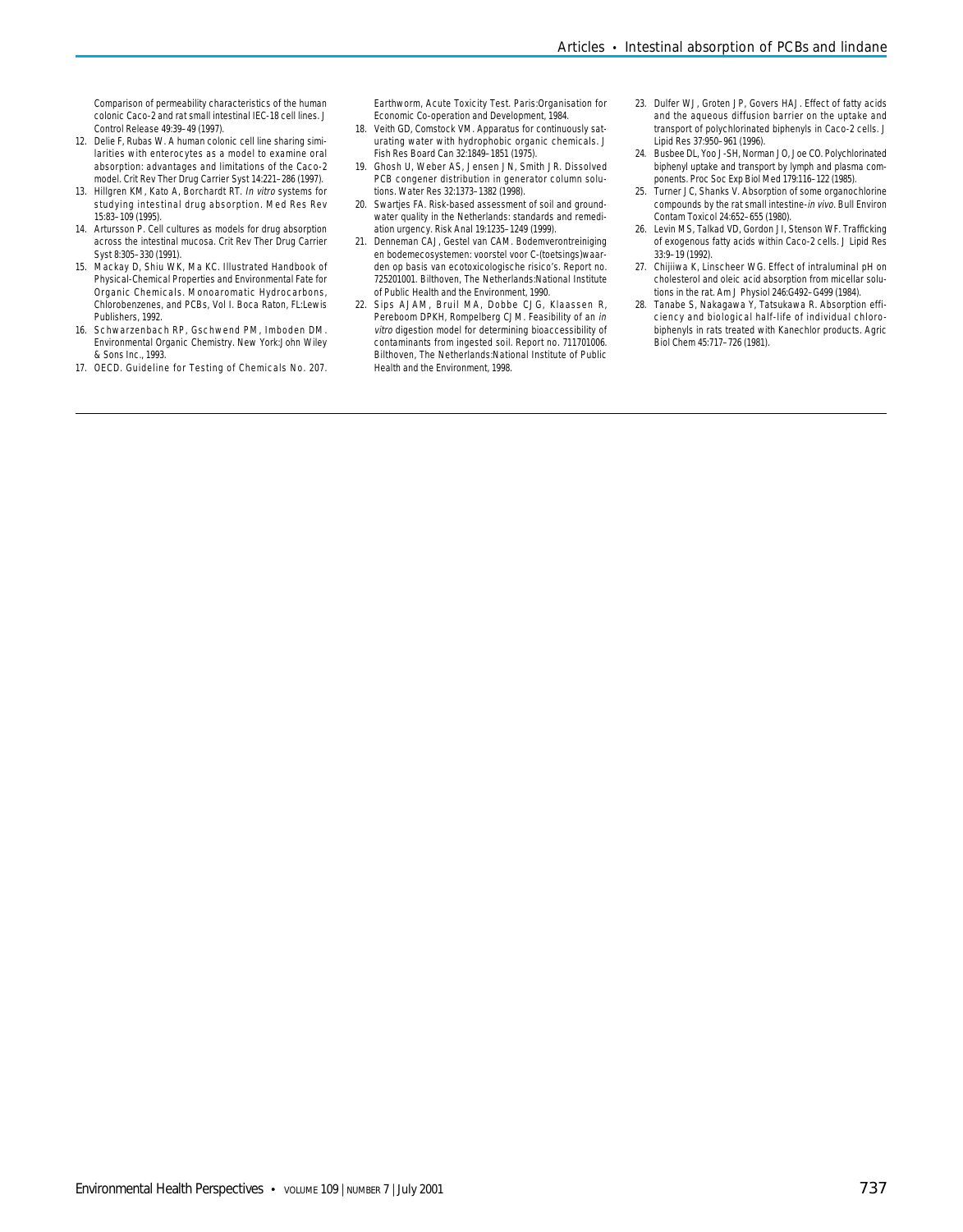Comparison of permeability characteristics of the human colonic Caco-2 and rat small intestinal IEC-18 cell lines. J Control Release 49:39–49 (1997).

12. Delie F, Rubas W. A human colonic cell line sharing similarities with enterocytes as a model to examine oral absorption: advantages and limitations of the Caco-2 model. Crit Rev Ther Drug Carrier Syst 14:221–286 (1997).
13. Hillgren KM, Kato A, Borchardt RT. *In vitro* systems for studying intestinal drug absorption. Med Res Rev 15:83–109 (1995).
14. Artursson P. Cell cultures as models for drug absorption across the intestinal mucosa. Crit Rev Ther Drug Carrier Syst 8:305–330 (1991).
15. Mackay D, Shiu WK, Ma KC. Illustrated Handbook of Physical-Chemical Properties and Environmental Fate for Organic Chemicals. Monoaromatic Hydrocarbons, Chlorobenzenes, and PCBs, Vol I. Boca Raton, FL:Lewis Publishers, 1992.
16. Schwarzenbach RP, Gschwend PM, Imboden DM. Environmental Organic Chemistry. New York:John Wiley & Sons Inc., 1993.
17. OECD. Guideline for Testing of Chemicals No. 207. Earthworm, Acute Toxicity Test. Paris:Organisation for Economic Co-operation and Development, 1984.
18. Veith GD, Comstock VM. Apparatus for continuously saturating water with hydrophobic organic chemicals. J Fish Res Board Can 32:1849–1851 (1975).
19. Ghosh U, Weber AS, Jensen JN, Smith JR. Dissolved PCB congener distribution in generator column solutions. Water Res 32:1373–1382 (1998).
20. Swartjes FA. Risk-based assessment of soil and groundwater quality in the Netherlands: standards and remediation urgency. Risk Anal 19:1235–1249 (1999).
21. Denneman CAJ, Gestel van CAM. Bodemverontreiniging en bodemecosystemen: voorstel voor C-(toetsings)waarden op basis van ecotoxicologische risico's. Report no. 725201001. Bilthoven, The Netherlands:National Institute of Public Health and the Environment, 1990.
22. Sips AJAM, Bruil MA, Dobbe CJG, Klaassen R, Pereboom DPKH, Rompelberg CJM. Feasibility of an *in vitro* digestion model for determining bioaccessibility of contaminants from ingested soil. Report no. 711701006. Bilthoven, The Netherlands:National Institute of Public Health and the Environment, 1998.
23. Dulfer WJ, Groten JP, Govers HAJ. Effect of fatty acids and the aqueous diffusion barrier on the uptake and transport of polychlorinated biphenyls in Caco-2 cells. J Lipid Res 37:950–961 (1996).
24. Busbee DL, Yoo J-SH, Norman JO, Joe CO. Polychlorinated biphenyl uptake and transport by lymph and plasma components. Proc Soc Exp Biol Med 179:116–122 (1985).
25. Turner JC, Shanks V. Absorption of some organochlorine compounds by the rat small intestine-*in vivo*. Bull Environ Contam Toxicol 24:652–655 (1980).
26. Levin MS, Talkad VD, Gordon JI, Stenson WF. Trafficking of exogenous fatty acids within Caco-2 cells. J Lipid Res 33:9–19 (1992).
27. Chijiiwa K, Linscheer WG. Effect of intraluminal pH on cholesterol and oleic acid absorption from micellar solutions in the rat. Am J Physiol 246:G492–G499 (1984).
28. Tanabe S, Nakagawa Y, Tatsukawa R. Absorption efficiency and biological half-life of individual chlorobiphenyls in rats treated with Kanechlor products. Agric Biol Chem 45:717–726 (1981).